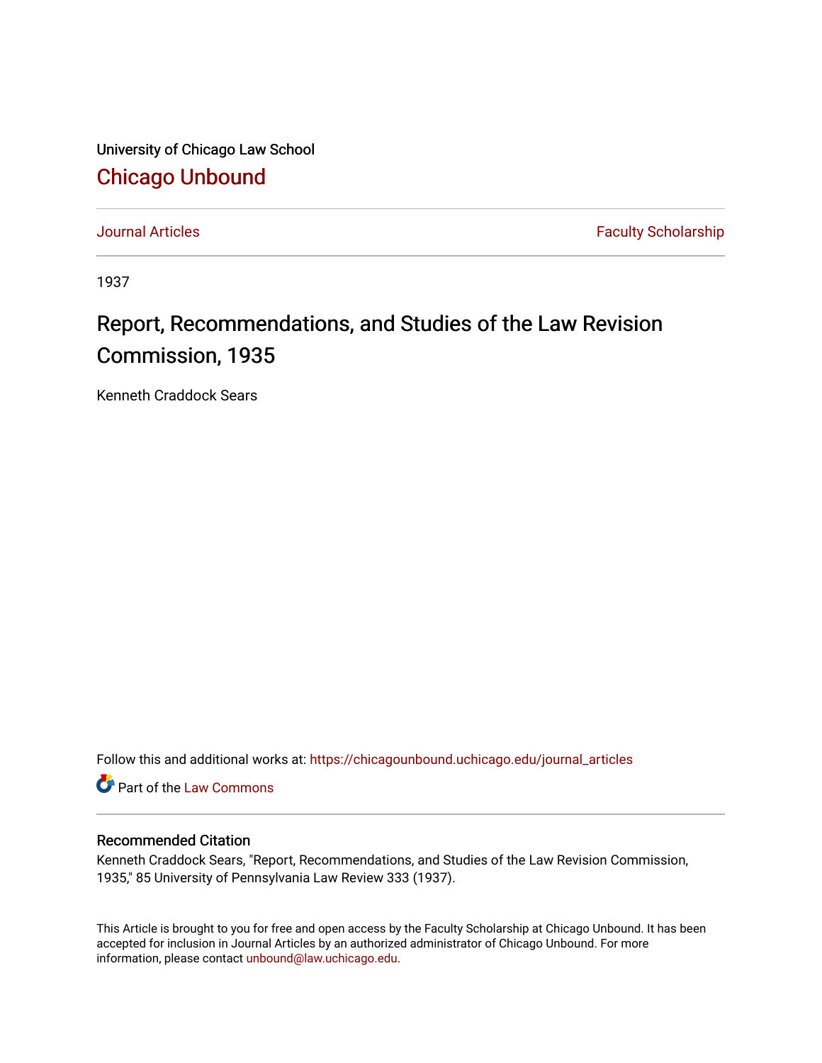University of Chicago Law School

## Chicago Unbound

Journal Articles | Faculty Scholarship

1937

# Report, Recommendations, and Studies of the Law Revision Commission, 1935

Kenneth Craddock Sears

Follow this and additional works at: https://chicagounbound.uchicago.edu/journal_articles

Part of the Law Commons

### Recommended Citation

Kenneth Craddock Sears, "Report, Recommendations, and Studies of the Law Revision Commission, 1935," 85 University of Pennsylvania Law Review 333 (1937).

This Article is brought to you for free and open access by the Faculty Scholarship at Chicago Unbound. It has been accepted for inclusion in Journal Articles by an authorized administrator of Chicago Unbound. For more information, please contact unbound@law.uchicago.edu.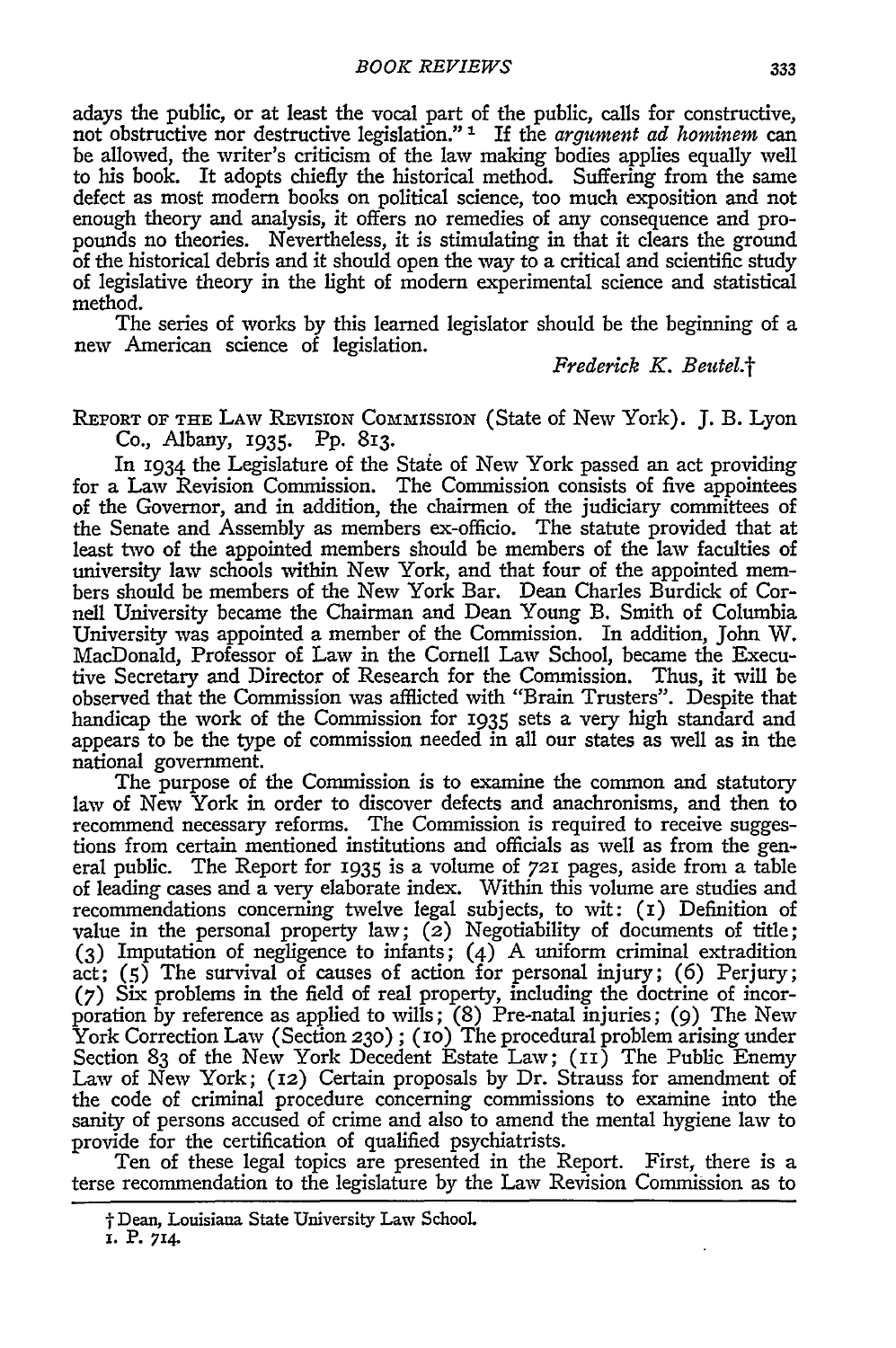adays the public, or at least the vocal part of the public, calls for constructive, not obstructive nor destructive legislation."[1] If the *argument ad hominem* can be allowed, the writer's criticism of the law making bodies applies equally well to his book. It adopts chiefly the historical method. Suffering from the same defect as most modern books on political science, too much exposition and not enough theory and analysis, it offers no remedies of any consequence and propounds no theories. Nevertheless, it is stimulating in that it clears the ground of the historical debris and it should open the way to a critical and scientific study of legislative theory in the light of modern experimental science and statistical method.

The series of works by this learned legislator should be the beginning of a new American science of legislation.

*Frederick K. Beutel.*†

REPORT OF THE LAW REVISION COMMISSION (State of New York). J. B. Lyon Co., Albany, 1935. Pp. 813.

In 1934 the Legislature of the State of New York passed an act providing for a Law Revision Commission. The Commission consists of five appointees of the Governor, and in addition, the chairmen of the judiciary committees of the Senate and Assembly as members ex-officio. The statute provided that at least two of the appointed members should be members of the law faculties of university law schools within New York, and that four of the appointed members should be members of the New York Bar. Dean Charles Burdick of Cornell University became the Chairman and Dean Young B. Smith of Columbia University was appointed a member of the Commission. In addition, John W. MacDonald, Professor of Law in the Cornell Law School, became the Executive Secretary and Director of Research for the Commission. Thus, it will be observed that the Commission was afflicted with "Brain Trusters". Despite that handicap the work of the Commission for 1935 sets a very high standard and appears to be the type of commission needed in all our states as well as in the national government.

The purpose of the Commission is to examine the common and statutory law of New York in order to discover defects and anachronisms, and then to recommend necessary reforms. The Commission is required to receive suggestions from certain mentioned institutions and officials as well as from the general public. The Report for 1935 is a volume of 721 pages, aside from a table of leading cases and a very elaborate index. Within this volume are studies and recommendations concerning twelve legal subjects, to wit: (1) Definition of value in the personal property law; (2) Negotiability of documents of title; (3) Imputation of negligence to infants; (4) A uniform criminal extradition act; (5) The survival of causes of action for personal injury; (6) Perjury; (7) Six problems in the field of real property, including the doctrine of incorporation by reference as applied to wills; (8) Pre-natal injuries; (9) The New York Correction Law (Section 230); (10) The procedural problem arising under Section 83 of the New York Decedent Estate Law; (11) The Public Enemy Law of New York; (12) Certain proposals by Dr. Strauss for amendment of the code of criminal procedure concerning commissions to examine into the sanity of persons accused of crime and also to amend the mental hygiene law to provide for the certification of qualified psychiatrists.

Ten of these legal topics are presented in the Report. First, there is a terse recommendation to the legislature by the Law Revision Commission as to

† Dean, Louisiana State University Law School.

1. P. 714.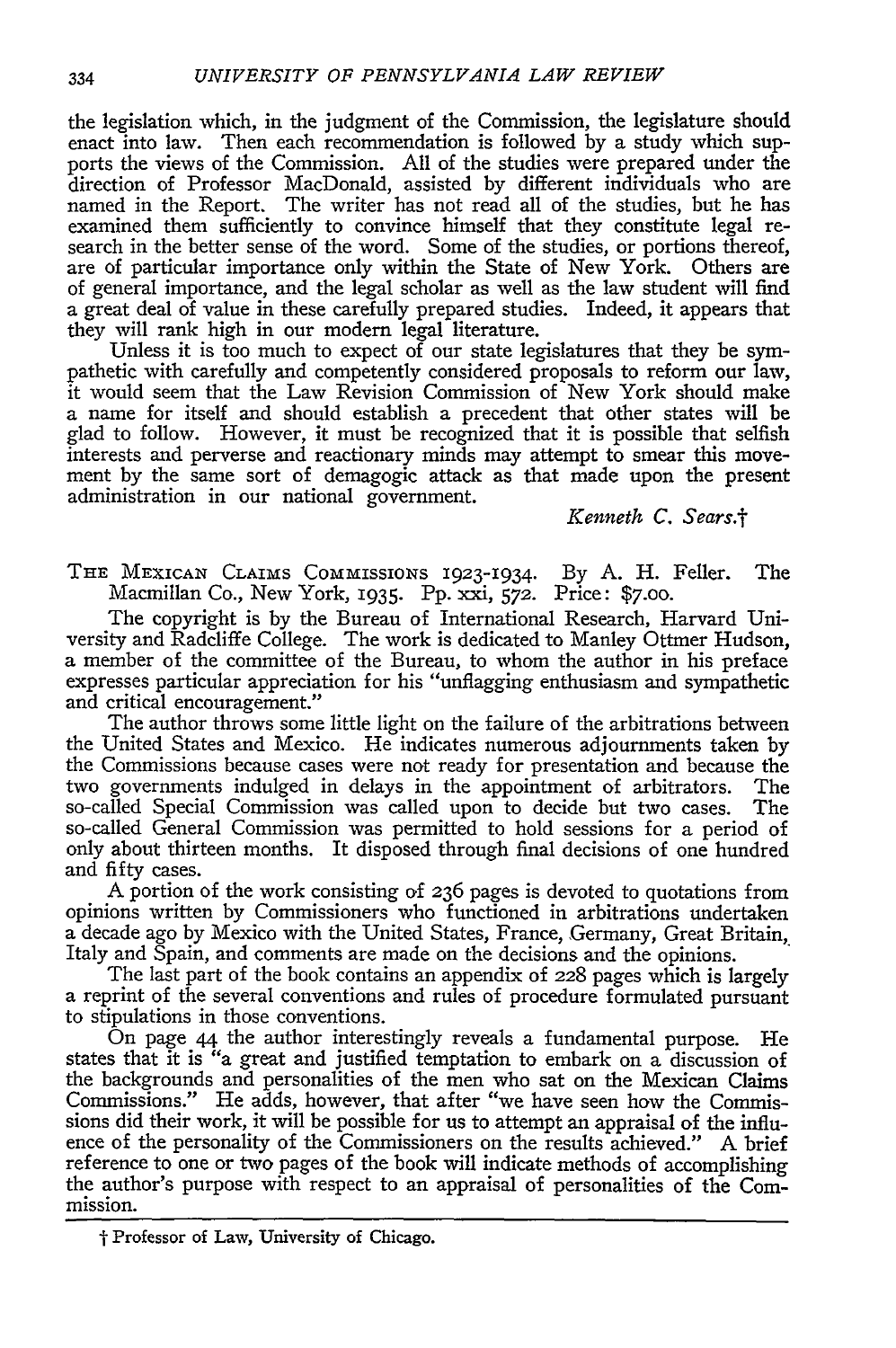the legislation which, in the judgment of the Commission, the legislature should enact into law. Then each recommendation is followed by a study which supports the views of the Commission. All of the studies were prepared under the direction of Professor MacDonald, assisted by different individuals who are named in the Report. The writer has not read all of the studies, but he has examined them sufficiently to convince himself that they constitute legal research in the better sense of the word. Some of the studies, or portions thereof, are of particular importance only within the State of New York. Others are of general importance, and the legal scholar as well as the law student will find a great deal of value in these carefully prepared studies. Indeed, it appears that they will rank high in our modern legal literature.

Unless it is too much to expect of our state legislatures that they be sympathetic with carefully and competently considered proposals to reform our law, it would seem that the Law Revision Commission of New York should make a name for itself and should establish a precedent that other states will be glad to follow. However, it must be recognized that it is possible that selfish interests and perverse and reactionary minds may attempt to smear this movement by the same sort of demagogic attack as that made upon the present administration in our national government.

*Kenneth C. Sears.*†

THE MEXICAN CLAIMS COMMISSIONS 1923-1934. By A. H. Feller. The Macmillan Co., New York, 1935. Pp. xxi, 572. Price: $7.00.

The copyright is by the Bureau of International Research, Harvard University and Radcliffe College. The work is dedicated to Manley Ottmer Hudson, a member of the committee of the Bureau, to whom the author in his preface expresses particular appreciation for his "unflagging enthusiasm and sympathetic and critical encouragement."

The author throws some little light on the failure of the arbitrations between the United States and Mexico. He indicates numerous adjournments taken by the Commissions because cases were not ready for presentation and because the two governments indulged in delays in the appointment of arbitrators. The so-called Special Commission was called upon to decide but two cases. The so-called General Commission was permitted to hold sessions for a period of only about thirteen months. It disposed through final decisions of one hundred and fifty cases.

A portion of the work consisting of 236 pages is devoted to quotations from opinions written by Commissioners who functioned in arbitrations undertaken a decade ago by Mexico with the United States, France, Germany, Great Britain, Italy and Spain, and comments are made on the decisions and the opinions.

The last part of the book contains an appendix of 228 pages which is largely a reprint of the several conventions and rules of procedure formulated pursuant to stipulations in those conventions.

On page 44 the author interestingly reveals a fundamental purpose. He states that it is "a great and justified temptation to embark on a discussion of the backgrounds and personalities of the men who sat on the Mexican Claims Commissions." He adds, however, that after "we have seen how the Commissions did their work, it will be possible for us to attempt an appraisal of the influence of the personality of the Commissioners on the results achieved." A brief reference to one or two pages of the book will indicate methods of accomplishing the author's purpose with respect to an appraisal of personalities of the Commission.

† Professor of Law, University of Chicago.